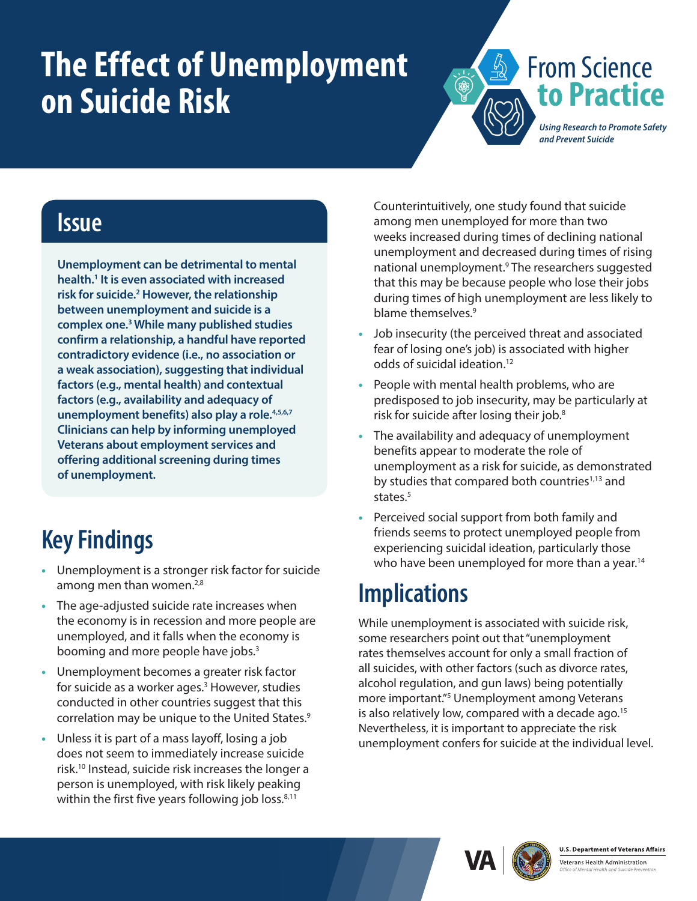# The Effect of Unemployment on Suicide Risk

From Science to Practice

*Using Research to Promote Safety and Prevent Suicide*

## Issue

**Unemployment can be detrimental to mental health.[1] It is even associated with increased risk for suicide.[2] However, the relationship between unemployment and suicide is a complex one.[3] While many published studies confirm a relationship, a handful have reported contradictory evidence (i.e., no association or a weak association), suggesting that individual factors (e.g., mental health) and contextual factors (e.g., availability and adequacy of unemployment benefits) also play a role.[4,5,6,7] Clinicians can help by informing unemployed Veterans about employment services and offering additional screening during times of unemployment.**

## Key Findings

- Unemployment is a stronger risk factor for suicide among men than women.[2,8]
- The age-adjusted suicide rate increases when the economy is in recession and more people are unemployed, and it falls when the economy is booming and more people have jobs.[3]
- Unemployment becomes a greater risk factor for suicide as a worker ages.[3] However, studies conducted in other countries suggest that this correlation may be unique to the United States.[9]
- Unless it is part of a mass layoff, losing a job does not seem to immediately increase suicide risk.[10] Instead, suicide risk increases the longer a person is unemployed, with risk likely peaking within the first five years following job loss.[8,11]

  Counterintuitively, one study found that suicide among men unemployed for more than two weeks increased during times of declining national unemployment and decreased during times of rising national unemployment.[9] The researchers suggested that this may be because people who lose their jobs during times of high unemployment are less likely to blame themselves.[9]
- Job insecurity (the perceived threat and associated fear of losing one's job) is associated with higher odds of suicidal ideation.[12]
- People with mental health problems, who are predisposed to job insecurity, may be particularly at risk for suicide after losing their job.[8]
- The availability and adequacy of unemployment benefits appear to moderate the role of unemployment as a risk for suicide, as demonstrated by studies that compared both countries[1,13] and states.[5]
- Perceived social support from both family and friends seems to protect unemployed people from experiencing suicidal ideation, particularly those who have been unemployed for more than a year.[14]

## Implications

While unemployment is associated with suicide risk, some researchers point out that "unemployment rates themselves account for only a small fraction of all suicides, with other factors (such as divorce rates, alcohol regulation, and gun laws) being potentially more important."[5] Unemployment among Veterans is also relatively low, compared with a decade ago.[15] Nevertheless, it is important to appreciate the risk unemployment confers for suicide at the individual level.

U.S. Department of Veterans Affairs

Veterans Health Administration

*Office of Mental Health and Suicide Prevention*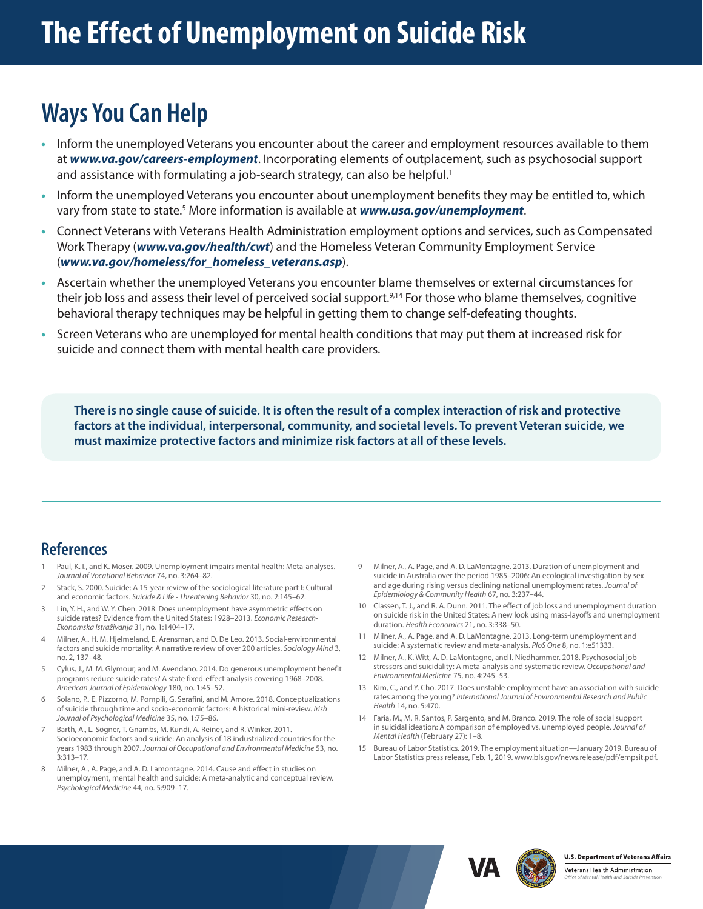# The Effect of Unemployment on Suicide Risk

## Ways You Can Help

- Inform the unemployed Veterans you encounter about the career and employment resources available to them at ***www.va.gov/careers-employment***. Incorporating elements of outplacement, such as psychosocial support and assistance with formulating a job-search strategy, can also be helpful.[1]
- Inform the unemployed Veterans you encounter about unemployment benefits they may be entitled to, which vary from state to state.[5] More information is available at ***www.usa.gov/unemployment***.
- Connect Veterans with Veterans Health Administration employment options and services, such as Compensated Work Therapy (***www.va.gov/health/cwt***) and the Homeless Veteran Community Employment Service (***www.va.gov/homeless/for_homeless_veterans.asp***).
- Ascertain whether the unemployed Veterans you encounter blame themselves or external circumstances for their job loss and assess their level of perceived social support.[9,14] For those who blame themselves, cognitive behavioral therapy techniques may be helpful in getting them to change self-defeating thoughts.
- Screen Veterans who are unemployed for mental health conditions that may put them at increased risk for suicide and connect them with mental health care providers.

**There is no single cause of suicide. It is often the result of a complex interaction of risk and protective factors at the individual, interpersonal, community, and societal levels. To prevent Veteran suicide, we must maximize protective factors and minimize risk factors at all of these levels.**

## References

1. Paul, K. I., and K. Moser. 2009. Unemployment impairs mental health: Meta-analyses. *Journal of Vocational Behavior* 74, no. 3:264–82.
2. Stack, S. 2000. Suicide: A 15-year review of the sociological literature part I: Cultural and economic factors. *Suicide & Life - Threatening Behavior* 30, no. 2:145–62.
3. Lin, Y. H., and W. Y. Chen. 2018. Does unemployment have asymmetric effects on suicide rates? Evidence from the United States: 1928–2013. *Economic Research-Ekonomska Istraživanja* 31, no. 1:1404–17.
4. Milner, A., H. M. Hjelmeland, E. Arensman, and D. De Leo. 2013. Social-environmental factors and suicide mortality: A narrative review of over 200 articles. *Sociology Mind* 3, no. 2, 137–48.
5. Cylus, J., M. M. Glymour, and M. Avendano. 2014. Do generous unemployment benefit programs reduce suicide rates? A state fixed-effect analysis covering 1968–2008. *American Journal of Epidemiology* 180, no. 1:45–52.
6. Solano, P., E. Pizzorno, M. Pompili, G. Serafini, and M. Amore. 2018. Conceptualizations of suicide through time and socio-economic factors: A historical mini-review. *Irish Journal of Psychological Medicine* 35, no. 1:75–86.
7. Barth, A., L. Sögner, T. Gnambs, M. Kundi, A. Reiner, and R. Winker. 2011. Socioeconomic factors and suicide: An analysis of 18 industrialized countries for the years 1983 through 2007. *Journal of Occupational and Environmental Medicine* 53, no. 3:313–17.
8. Milner, A., A. Page, and A. D. Lamontagne. 2014. Cause and effect in studies on unemployment, mental health and suicide: A meta-analytic and conceptual review. *Psychological Medicine* 44, no. 5:909–17.
9. Milner, A., A. Page, and A. D. LaMontagne. 2013. Duration of unemployment and suicide in Australia over the period 1985–2006: An ecological investigation by sex and age during rising versus declining national unemployment rates. *Journal of Epidemiology & Community Health* 67, no. 3:237–44.
10. Classen, T. J., and R. A. Dunn. 2011. The effect of job loss and unemployment duration on suicide risk in the United States: A new look using mass-layoffs and unemployment duration. *Health Economics* 21, no. 3:338–50.
11. Milner, A., A. Page, and A. D. LaMontagne. 2013. Long-term unemployment and suicide: A systematic review and meta-analysis. *PloS One* 8, no. 1:e51333.
12. Milner, A., K. Witt, A. D. LaMontagne, and I. Niedhammer. 2018. Psychosocial job stressors and suicidality: A meta-analysis and systematic review. *Occupational and Environmental Medicine* 75, no. 4:245–53.
13. Kim, C., and Y. Cho. 2017. Does unstable employment have an association with suicide rates among the young? *International Journal of Environmental Research and Public Health* 14, no. 5:470.
14. Faria, M., M. R. Santos, P. Sargento, and M. Branco. 2019. The role of social support in suicidal ideation: A comparison of employed vs. unemployed people. *Journal of Mental Health* (February 27): 1–8.
15. Bureau of Labor Statistics. 2019. The employment situation—January 2019. Bureau of Labor Statistics press release, Feb. 1, 2019. www.bls.gov/news.release/pdf/empsit.pdf.

VA | U.S. Department of Veterans Affairs
Veterans Health Administration
*Office of Mental Health and Suicide Prevention*